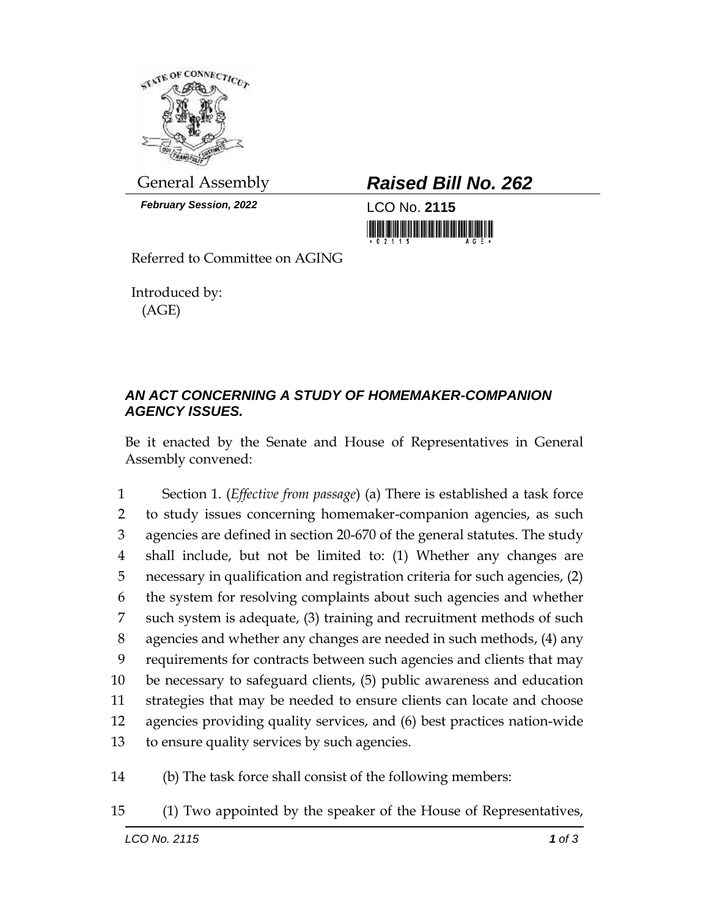General Assembly

***February Session, 2022***

# ***Raised Bill No. 262***

LCO No. **2115**

Referred to Committee on AGING

Introduced by:
(AGE)

## ***AN ACT CONCERNING A STUDY OF HOMEMAKER-COMPANION AGENCY ISSUES.***

Be it enacted by the Senate and House of Representatives in General Assembly convened:

1 Section 1. (*Effective from passage*) (a) There is established a task force
2 to study issues concerning homemaker-companion agencies, as such
3 agencies are defined in section 20-670 of the general statutes. The study
4 shall include, but not be limited to: (1) Whether any changes are
5 necessary in qualification and registration criteria for such agencies, (2)
6 the system for resolving complaints about such agencies and whether
7 such system is adequate, (3) training and recruitment methods of such
8 agencies and whether any changes are needed in such methods, (4) any
9 requirements for contracts between such agencies and clients that may
10 be necessary to safeguard clients, (5) public awareness and education
11 strategies that may be needed to ensure clients can locate and choose
12 agencies providing quality services, and (6) best practices nation-wide
13 to ensure quality services by such agencies.

14 (b) The task force shall consist of the following members:

15 (1) Two appointed by the speaker of the House of Representatives,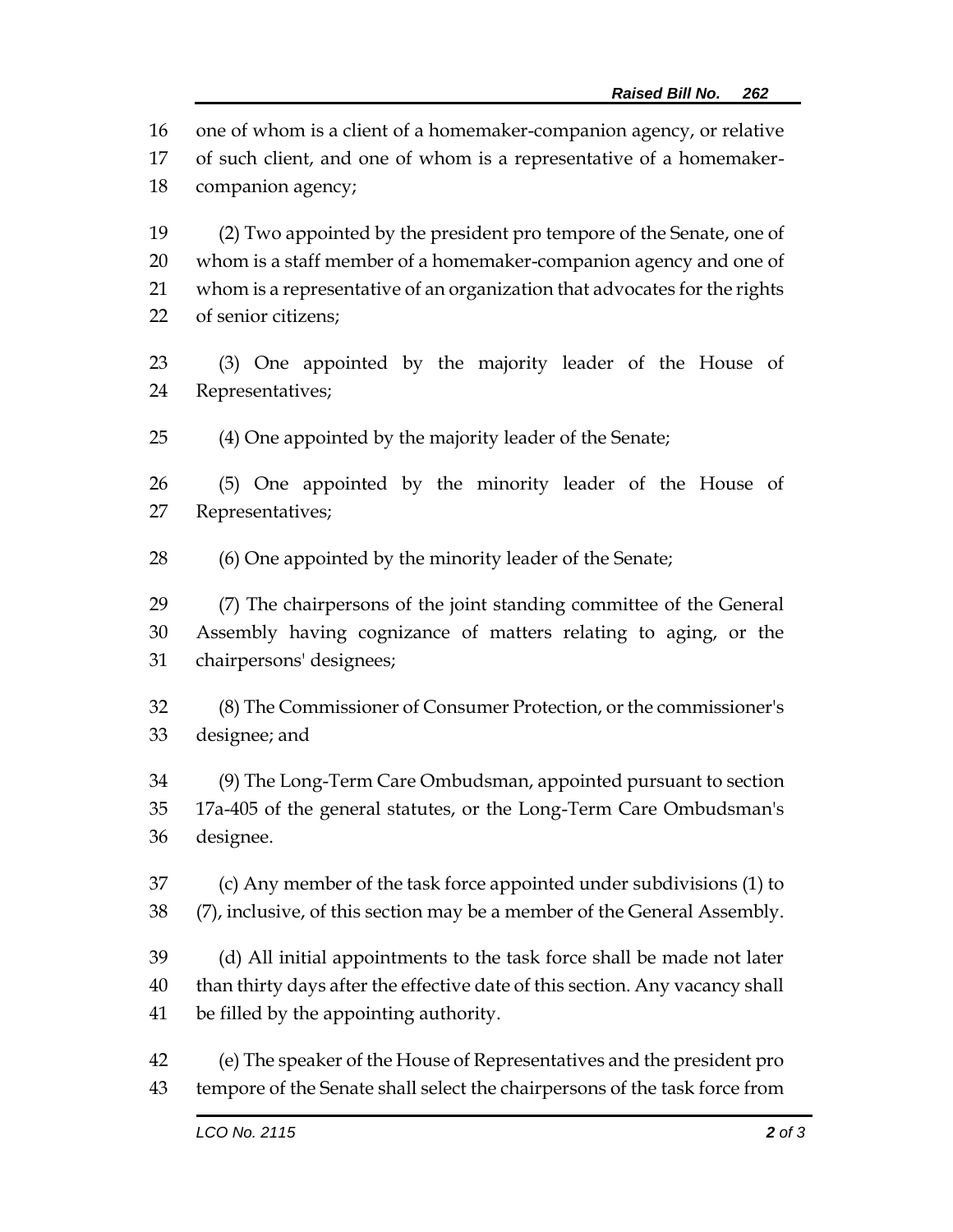one of whom is a client of a homemaker-companion agency, or relative of such client, and one of whom is a representative of a homemaker-companion agency;

(2) Two appointed by the president pro tempore of the Senate, one of whom is a staff member of a homemaker-companion agency and one of whom is a representative of an organization that advocates for the rights of senior citizens;

(3) One appointed by the majority leader of the House of Representatives;

(4) One appointed by the majority leader of the Senate;

(5) One appointed by the minority leader of the House of Representatives;

(6) One appointed by the minority leader of the Senate;

(7) The chairpersons of the joint standing committee of the General Assembly having cognizance of matters relating to aging, or the chairpersons' designees;

(8) The Commissioner of Consumer Protection, or the commissioner's designee; and

(9) The Long-Term Care Ombudsman, appointed pursuant to section 17a-405 of the general statutes, or the Long-Term Care Ombudsman's designee.

(c) Any member of the task force appointed under subdivisions (1) to (7), inclusive, of this section may be a member of the General Assembly.

(d) All initial appointments to the task force shall be made not later than thirty days after the effective date of this section. Any vacancy shall be filled by the appointing authority.

(e) The speaker of the House of Representatives and the president pro tempore of the Senate shall select the chairpersons of the task force from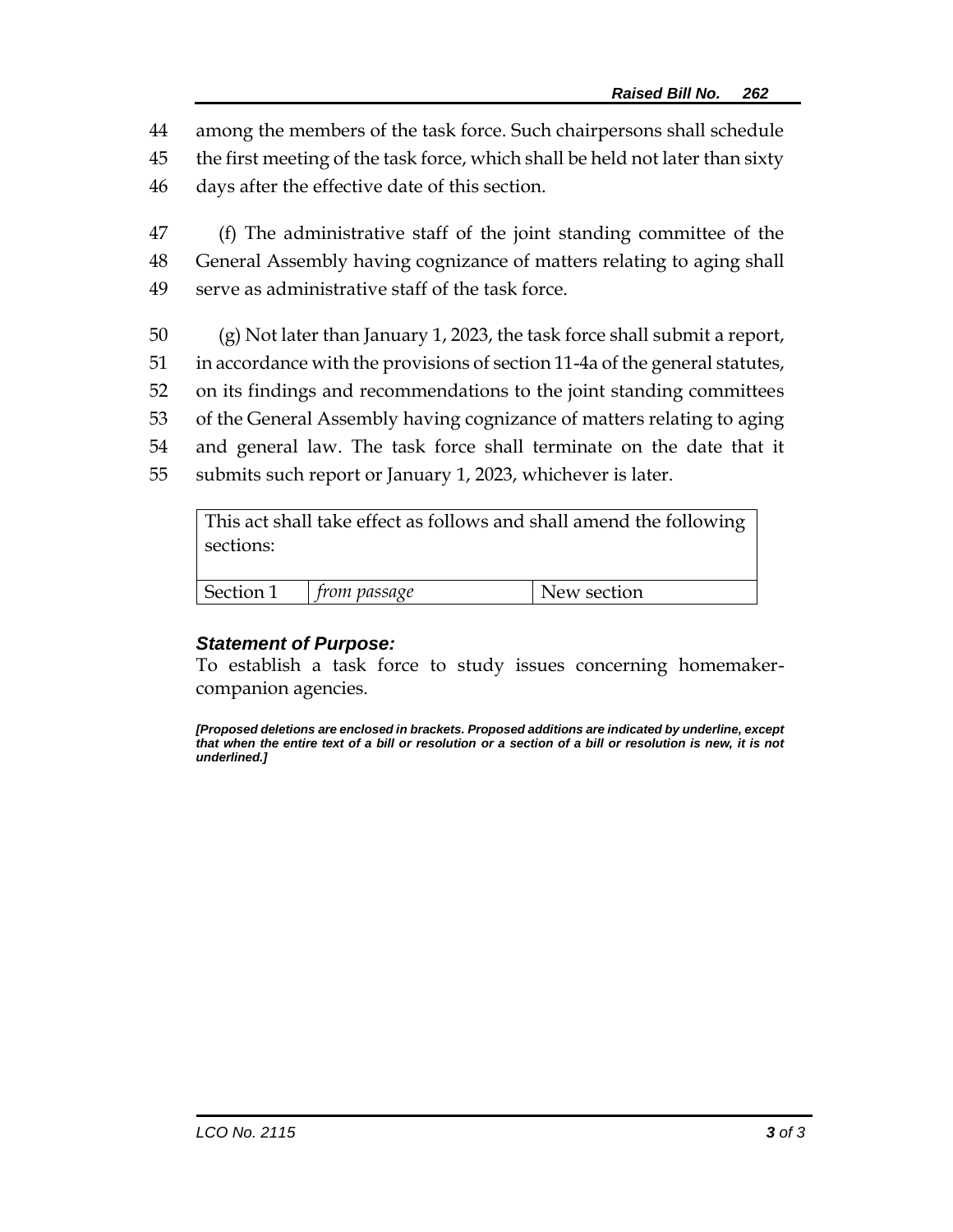among the members of the task force. Such chairpersons shall schedule the first meeting of the task force, which shall be held not later than sixty days after the effective date of this section.

(f) The administrative staff of the joint standing committee of the General Assembly having cognizance of matters relating to aging shall serve as administrative staff of the task force.

(g) Not later than January 1, 2023, the task force shall submit a report, in accordance with the provisions of section 11-4a of the general statutes, on its findings and recommendations to the joint standing committees of the General Assembly having cognizance of matters relating to aging and general law. The task force shall terminate on the date that it submits such report or January 1, 2023, whichever is later.

| This act shall take effect as follows and shall amend the following sections: | | |
|---|---|---|
| Section 1 | *from passage* | New section |

### *Statement of Purpose:*

To establish a task force to study issues concerning homemaker-companion agencies.

***[Proposed deletions are enclosed in brackets. Proposed additions are indicated by underline, except that when the entire text of a bill or resolution or a section of a bill or resolution is new, it is not underlined.]***